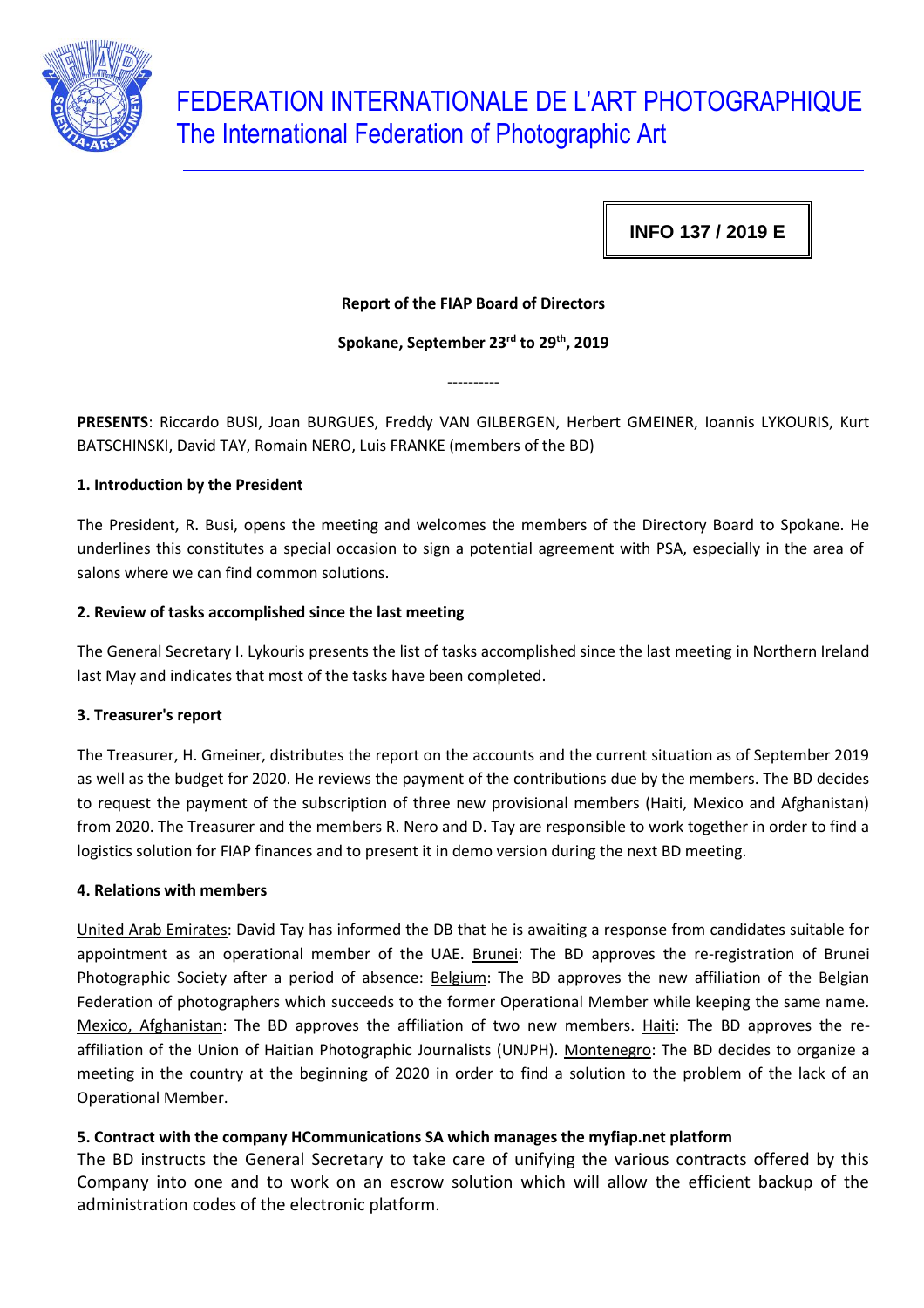# FEDERATION INTERNATIONALE DE L'ART PHOTOGRAPHIQUE
## The International Federation of Photographic Art

**INFO 137 / 2019 E**

**Report of the FIAP Board of Directors**

**Spokane, September 23rd to 29th, 2019**

----------

**PRESENTS**: Riccardo BUSI, Joan BURGUES, Freddy VAN GILBERGEN, Herbert GMEINER, Ioannis LYKOURIS, Kurt BATSCHINSKI, David TAY, Romain NERO, Luis FRANKE (members of the BD)

**1. Introduction by the President**

The President, R. Busi, opens the meeting and welcomes the members of the Directory Board to Spokane. He underlines this constitutes a special occasion to sign a potential agreement with PSA, especially in the area of salons where we can find common solutions.

**2. Review of tasks accomplished since the last meeting**

The General Secretary I. Lykouris presents the list of tasks accomplished since the last meeting in Northern Ireland last May and indicates that most of the tasks have been completed.

**3. Treasurer's report**

The Treasurer, H. Gmeiner, distributes the report on the accounts and the current situation as of September 2019 as well as the budget for 2020. He reviews the payment of the contributions due by the members. The BD decides to request the payment of the subscription of three new provisional members (Haiti, Mexico and Afghanistan) from 2020. The Treasurer and the members R. Nero and D. Tay are responsible to work together in order to find a logistics solution for FIAP finances and to present it in demo version during the next BD meeting.

**4. Relations with members**

United Arab Emirates: David Tay has informed the DB that he is awaiting a response from candidates suitable for appointment as an operational member of the UAE. Brunei: The BD approves the re-registration of Brunei Photographic Society after a period of absence: Belgium: The BD approves the new affiliation of the Belgian Federation of photographers which succeeds to the former Operational Member while keeping the same name. Mexico, Afghanistan: The BD approves the affiliation of two new members. Haiti: The BD approves the re-affiliation of the Union of Haitian Photographic Journalists (UNJPH). Montenegro: The BD decides to organize a meeting in the country at the beginning of 2020 in order to find a solution to the problem of the lack of an Operational Member.

**5. Contract with the company HCommunications SA which manages the myfiap.net platform**

The BD instructs the General Secretary to take care of unifying the various contracts offered by this Company into one and to work on an escrow solution which will allow the efficient backup of the administration codes of the electronic platform.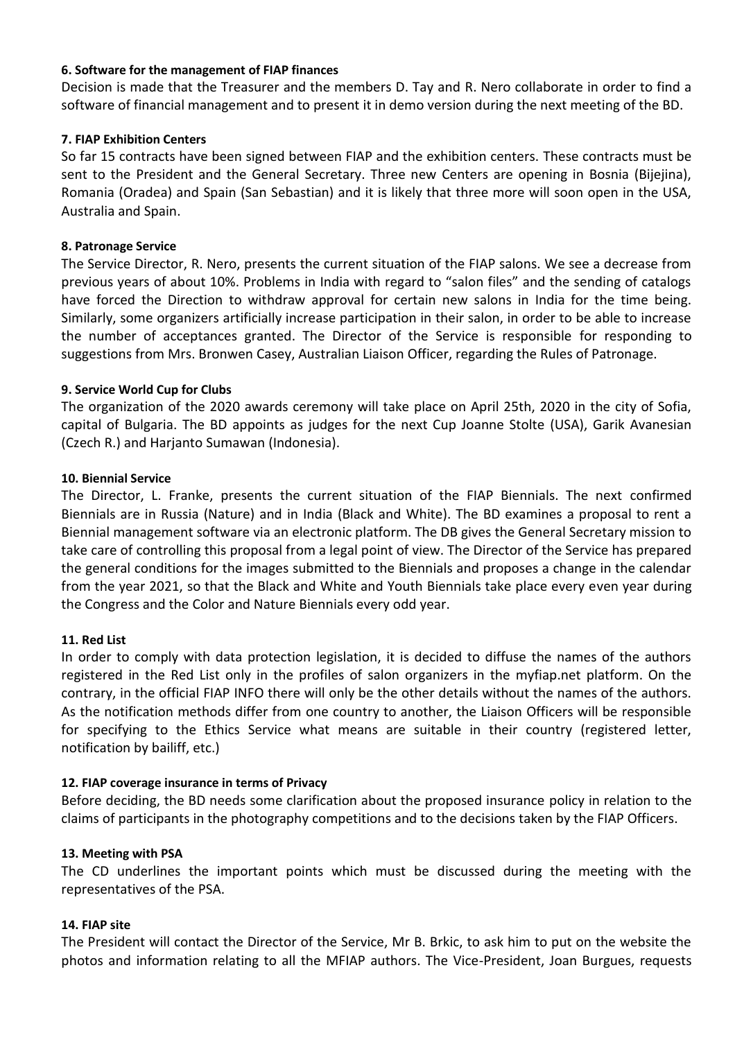**6. Software for the management of FIAP finances**

Decision is made that the Treasurer and the members D. Tay and R. Nero collaborate in order to find a software of financial management and to present it in demo version during the next meeting of the BD.

**7. FIAP Exhibition Centers**

So far 15 contracts have been signed between FIAP and the exhibition centers. These contracts must be sent to the President and the General Secretary. Three new Centers are opening in Bosnia (Bijejina), Romania (Oradea) and Spain (San Sebastian) and it is likely that three more will soon open in the USA, Australia and Spain.

**8. Patronage Service**

The Service Director, R. Nero, presents the current situation of the FIAP salons. We see a decrease from previous years of about 10%. Problems in India with regard to "salon files" and the sending of catalogs have forced the Direction to withdraw approval for certain new salons in India for the time being. Similarly, some organizers artificially increase participation in their salon, in order to be able to increase the number of acceptances granted. The Director of the Service is responsible for responding to suggestions from Mrs. Bronwen Casey, Australian Liaison Officer, regarding the Rules of Patronage.

**9. Service World Cup for Clubs**

The organization of the 2020 awards ceremony will take place on April 25th, 2020 in the city of Sofia, capital of Bulgaria. The BD appoints as judges for the next Cup Joanne Stolte (USA), Garik Avanesian (Czech R.) and Harjanto Sumawan (Indonesia).

**10. Biennial Service**

The Director, L. Franke, presents the current situation of the FIAP Biennials. The next confirmed Biennials are in Russia (Nature) and in India (Black and White). The BD examines a proposal to rent a Biennial management software via an electronic platform. The DB gives the General Secretary mission to take care of controlling this proposal from a legal point of view. The Director of the Service has prepared the general conditions for the images submitted to the Biennials and proposes a change in the calendar from the year 2021, so that the Black and White and Youth Biennials take place every even year during the Congress and the Color and Nature Biennials every odd year.

**11. Red List**

In order to comply with data protection legislation, it is decided to diffuse the names of the authors registered in the Red List only in the profiles of salon organizers in the myfiap.net platform. On the contrary, in the official FIAP INFO there will only be the other details without the names of the authors. As the notification methods differ from one country to another, the Liaison Officers will be responsible for specifying to the Ethics Service what means are suitable in their country (registered letter, notification by bailiff, etc.)

**12. FIAP coverage insurance in terms of Privacy**

Before deciding, the BD needs some clarification about the proposed insurance policy in relation to the claims of participants in the photography competitions and to the decisions taken by the FIAP Officers.

**13. Meeting with PSA**

The CD underlines the important points which must be discussed during the meeting with the representatives of the PSA.

**14. FIAP site**

The President will contact the Director of the Service, Mr B. Brkic, to ask him to put on the website the photos and information relating to all the MFIAP authors. The Vice-President, Joan Burgues, requests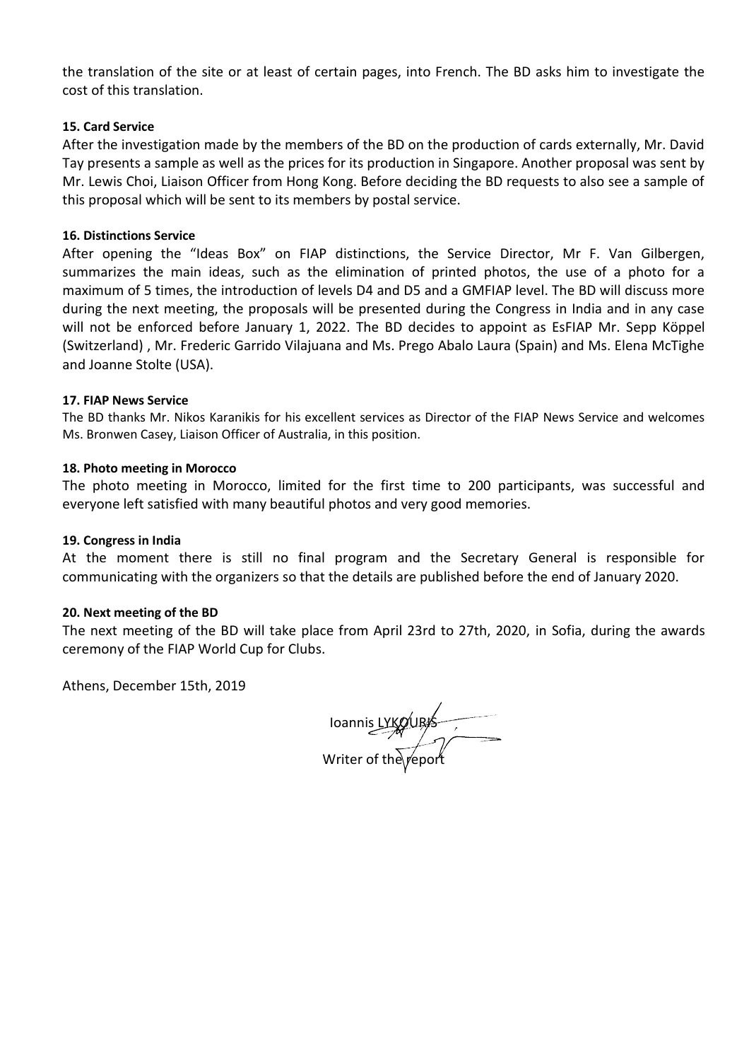the translation of the site or at least of certain pages, into French. The BD asks him to investigate the cost of this translation.

**15. Card Service**

After the investigation made by the members of the BD on the production of cards externally, Mr. David Tay presents a sample as well as the prices for its production in Singapore. Another proposal was sent by Mr. Lewis Choi, Liaison Officer from Hong Kong. Before deciding the BD requests to also see a sample of this proposal which will be sent to its members by postal service.

**16. Distinctions Service**

After opening the "Ideas Box" on FIAP distinctions, the Service Director, Mr F. Van Gilbergen, summarizes the main ideas, such as the elimination of printed photos, the use of a photo for a maximum of 5 times, the introduction of levels D4 and D5 and a GMFIAP level. The BD will discuss more during the next meeting, the proposals will be presented during the Congress in India and in any case will not be enforced before January 1, 2022. The BD decides to appoint as EsFIAP Mr. Sepp Köppel (Switzerland) , Mr. Frederic Garrido Vilajuana and Ms. Prego Abalo Laura (Spain) and Ms. Elena McTighe and Joanne Stolte (USA).

**17. FIAP News Service**

The BD thanks Mr. Nikos Karanikis for his excellent services as Director of the FIAP News Service and welcomes Ms. Bronwen Casey, Liaison Officer of Australia, in this position.

**18. Photo meeting in Morocco**

The photo meeting in Morocco, limited for the first time to 200 participants, was successful and everyone left satisfied with many beautiful photos and very good memories.

**19. Congress in India**

At the moment there is still no final program and the Secretary General is responsible for communicating with the organizers so that the details are published before the end of January 2020.

**20. Next meeting of the BD**

The next meeting of the BD will take place from April 23rd to 27th, 2020, in Sofia, during the awards ceremony of the FIAP World Cup for Clubs.

Athens, December 15th, 2019

Ioannis LYKOURIS

Writer of the report